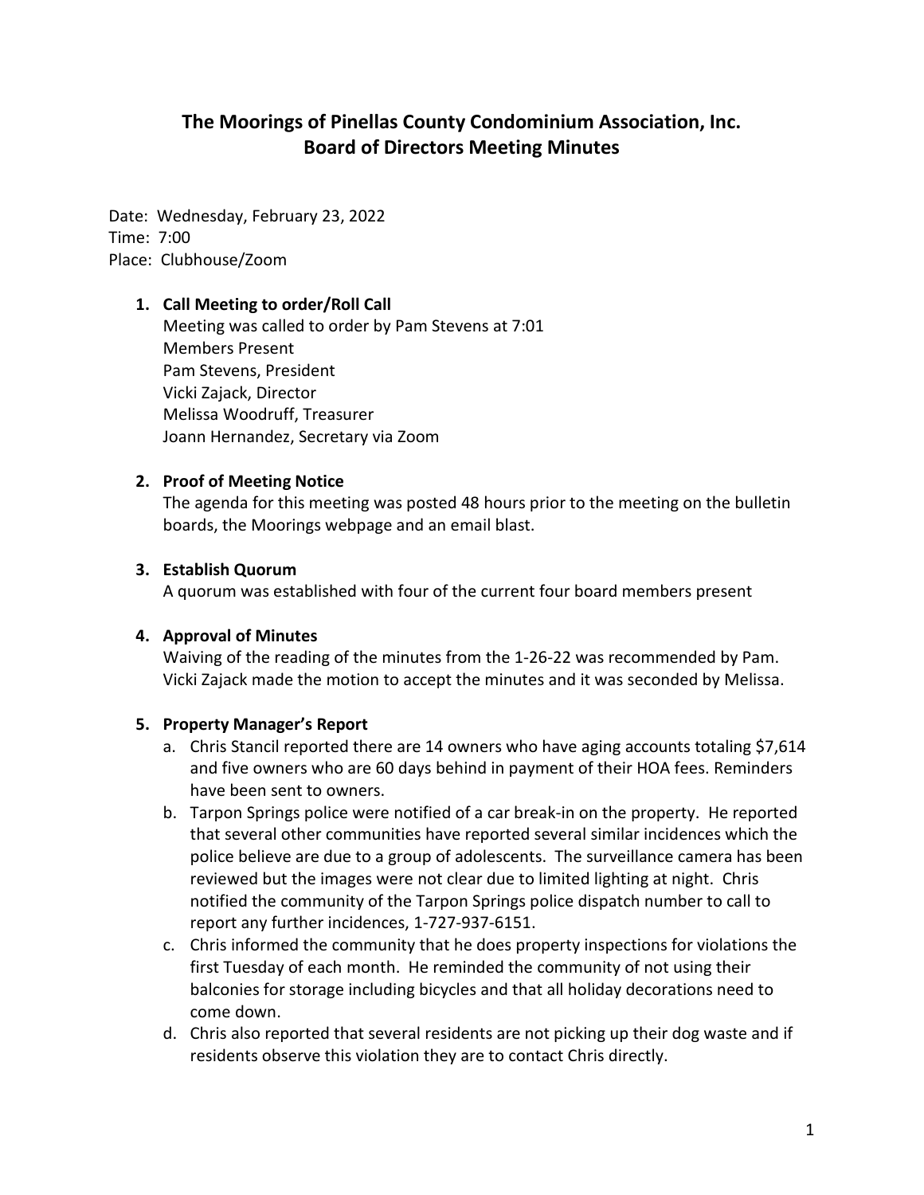# The Moorings of Pinellas County Condominium Association, Inc.
## Board of Directors Meeting Minutes

Date: Wednesday, February 23, 2022
Time: 7:00
Place: Clubhouse/Zoom

1. **Call Meeting to order/Roll Call**
   Meeting was called to order by Pam Stevens at 7:01
   Members Present
   Pam Stevens, President
   Vicki Zajack, Director
   Melissa Woodruff, Treasurer
   Joann Hernandez, Secretary via Zoom

2. **Proof of Meeting Notice**
   The agenda for this meeting was posted 48 hours prior to the meeting on the bulletin boards, the Moorings webpage and an email blast.

3. **Establish Quorum**
   A quorum was established with four of the current four board members present

4. **Approval of Minutes**
   Waiving of the reading of the minutes from the 1-26-22 was recommended by Pam. Vicki Zajack made the motion to accept the minutes and it was seconded by Melissa.

5. **Property Manager's Report**
   a. Chris Stancil reported there are 14 owners who have aging accounts totaling $7,614 and five owners who are 60 days behind in payment of their HOA fees. Reminders have been sent to owners.
   b. Tarpon Springs police were notified of a car break-in on the property. He reported that several other communities have reported several similar incidences which the police believe are due to a group of adolescents. The surveillance camera has been reviewed but the images were not clear due to limited lighting at night. Chris notified the community of the Tarpon Springs police dispatch number to call to report any further incidences, 1-727-937-6151.
   c. Chris informed the community that he does property inspections for violations the first Tuesday of each month. He reminded the community of not using their balconies for storage including bicycles and that all holiday decorations need to come down.
   d. Chris also reported that several residents are not picking up their dog waste and if residents observe this violation they are to contact Chris directly.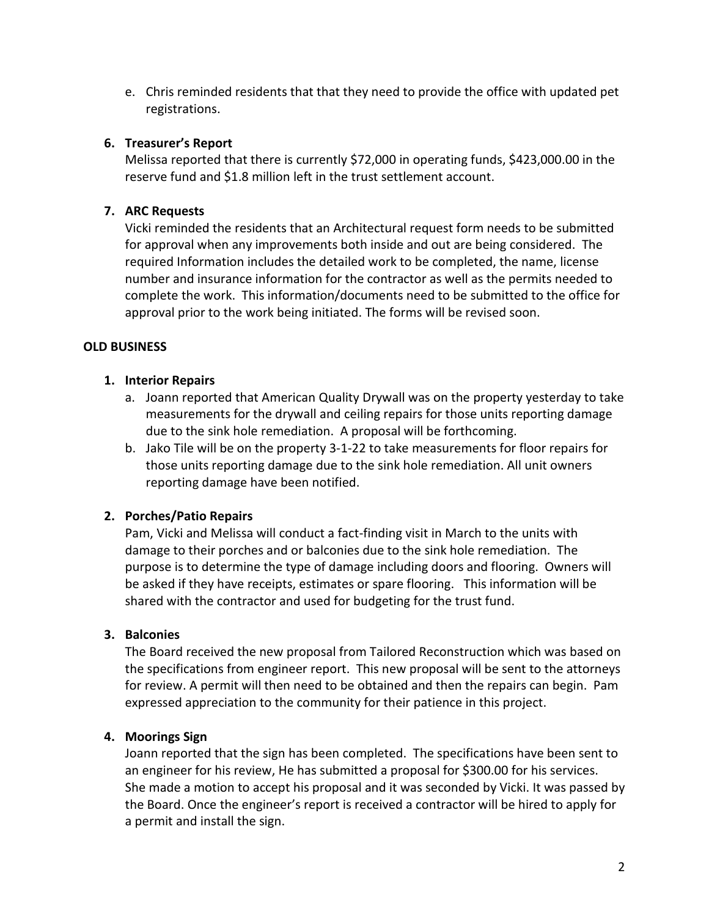e. Chris reminded residents that that they need to provide the office with updated pet registrations.

6. **Treasurer's Report**

   Melissa reported that there is currently $72,000 in operating funds, $423,000.00 in the reserve fund and $1.8 million left in the trust settlement account.

7. **ARC Requests**

   Vicki reminded the residents that an Architectural request form needs to be submitted for approval when any improvements both inside and out are being considered. The required Information includes the detailed work to be completed, the name, license number and insurance information for the contractor as well as the permits needed to complete the work. This information/documents need to be submitted to the office for approval prior to the work being initiated. The forms will be revised soon.

**OLD BUSINESS**

1. **Interior Repairs**
   a. Joann reported that American Quality Drywall was on the property yesterday to take measurements for the drywall and ceiling repairs for those units reporting damage due to the sink hole remediation. A proposal will be forthcoming.
   b. Jako Tile will be on the property 3-1-22 to take measurements for floor repairs for those units reporting damage due to the sink hole remediation. All unit owners reporting damage have been notified.

2. **Porches/Patio Repairs**

   Pam, Vicki and Melissa will conduct a fact-finding visit in March to the units with damage to their porches and or balconies due to the sink hole remediation. The purpose is to determine the type of damage including doors and flooring. Owners will be asked if they have receipts, estimates or spare flooring. This information will be shared with the contractor and used for budgeting for the trust fund.

3. **Balconies**

   The Board received the new proposal from Tailored Reconstruction which was based on the specifications from engineer report. This new proposal will be sent to the attorneys for review. A permit will then need to be obtained and then the repairs can begin. Pam expressed appreciation to the community for their patience in this project.

4. **Moorings Sign**

   Joann reported that the sign has been completed. The specifications have been sent to an engineer for his review, He has submitted a proposal for $300.00 for his services. She made a motion to accept his proposal and it was seconded by Vicki. It was passed by the Board. Once the engineer's report is received a contractor will be hired to apply for a permit and install the sign.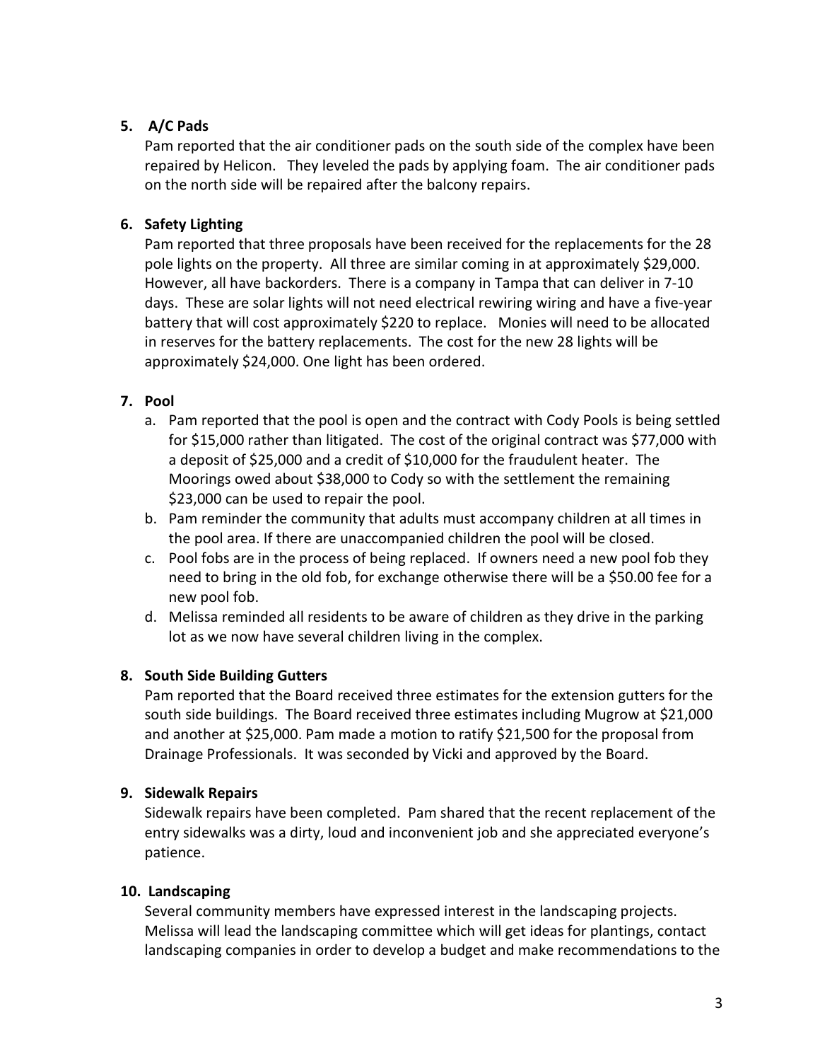**5. A/C Pads**

Pam reported that the air conditioner pads on the south side of the complex have been repaired by Helicon. They leveled the pads by applying foam. The air conditioner pads on the north side will be repaired after the balcony repairs.

**6. Safety Lighting**

Pam reported that three proposals have been received for the replacements for the 28 pole lights on the property. All three are similar coming in at approximately $29,000. However, all have backorders. There is a company in Tampa that can deliver in 7-10 days. These are solar lights will not need electrical rewiring wiring and have a five-year battery that will cost approximately $220 to replace. Monies will need to be allocated in reserves for the battery replacements. The cost for the new 28 lights will be approximately $24,000. One light has been ordered.

**7. Pool**

a. Pam reported that the pool is open and the contract with Cody Pools is being settled for $15,000 rather than litigated. The cost of the original contract was $77,000 with a deposit of $25,000 and a credit of $10,000 for the fraudulent heater. The Moorings owed about $38,000 to Cody so with the settlement the remaining $23,000 can be used to repair the pool.

b. Pam reminder the community that adults must accompany children at all times in the pool area. If there are unaccompanied children the pool will be closed.

c. Pool fobs are in the process of being replaced. If owners need a new pool fob they need to bring in the old fob, for exchange otherwise there will be a $50.00 fee for a new pool fob.

d. Melissa reminded all residents to be aware of children as they drive in the parking lot as we now have several children living in the complex.

**8. South Side Building Gutters**

Pam reported that the Board received three estimates for the extension gutters for the south side buildings. The Board received three estimates including Mugrow at $21,000 and another at $25,000. Pam made a motion to ratify $21,500 for the proposal from Drainage Professionals. It was seconded by Vicki and approved by the Board.

**9. Sidewalk Repairs**

Sidewalk repairs have been completed. Pam shared that the recent replacement of the entry sidewalks was a dirty, loud and inconvenient job and she appreciated everyone's patience.

**10. Landscaping**

Several community members have expressed interest in the landscaping projects. Melissa will lead the landscaping committee which will get ideas for plantings, contact landscaping companies in order to develop a budget and make recommendations to the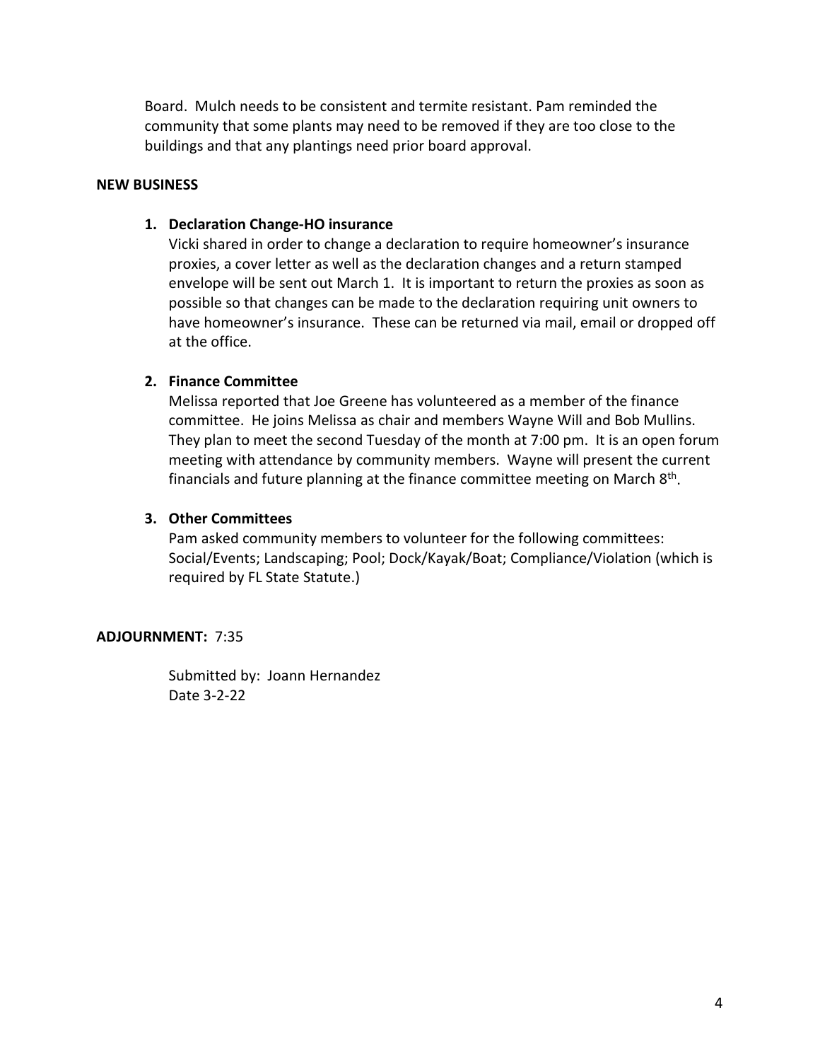Board. Mulch needs to be consistent and termite resistant. Pam reminded the community that some plants may need to be removed if they are too close to the buildings and that any plantings need prior board approval.

**NEW BUSINESS**

1. **Declaration Change-HO insurance**
   Vicki shared in order to change a declaration to require homeowner's insurance proxies, a cover letter as well as the declaration changes and a return stamped envelope will be sent out March 1. It is important to return the proxies as soon as possible so that changes can be made to the declaration requiring unit owners to have homeowner's insurance. These can be returned via mail, email or dropped off at the office.

2. **Finance Committee**
   Melissa reported that Joe Greene has volunteered as a member of the finance committee. He joins Melissa as chair and members Wayne Will and Bob Mullins. They plan to meet the second Tuesday of the month at 7:00 pm. It is an open forum meeting with attendance by community members. Wayne will present the current financials and future planning at the finance committee meeting on March 8th.

3. **Other Committees**
   Pam asked community members to volunteer for the following committees: Social/Events; Landscaping; Pool; Dock/Kayak/Boat; Compliance/Violation (which is required by FL State Statute.)

**ADJOURNMENT:** 7:35

Submitted by: Joann Hernandez
Date 3-2-22